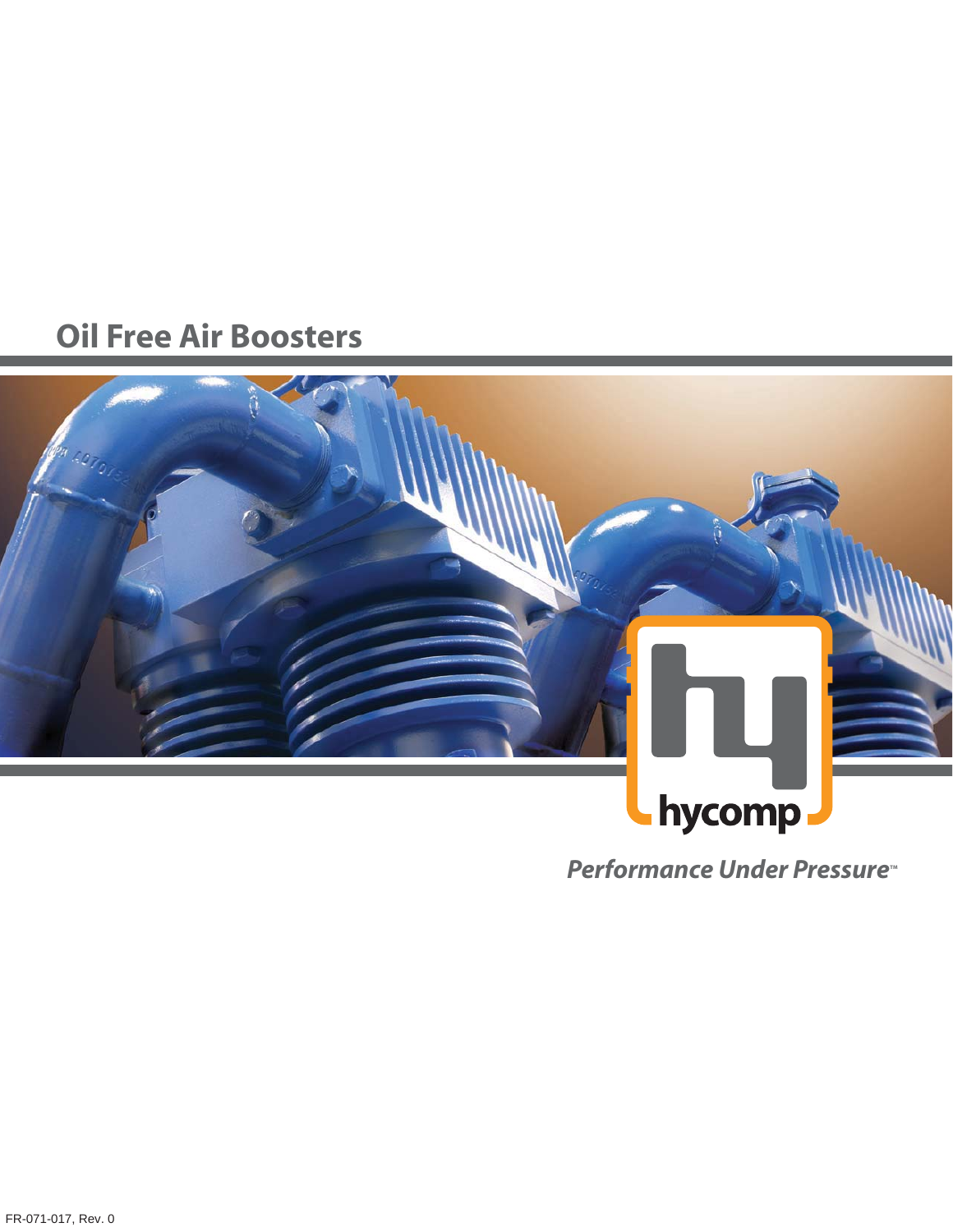# Oil Free Air Boosters

hycomp

*Performance Under Pressure*™

FR-071-017, Rev. 0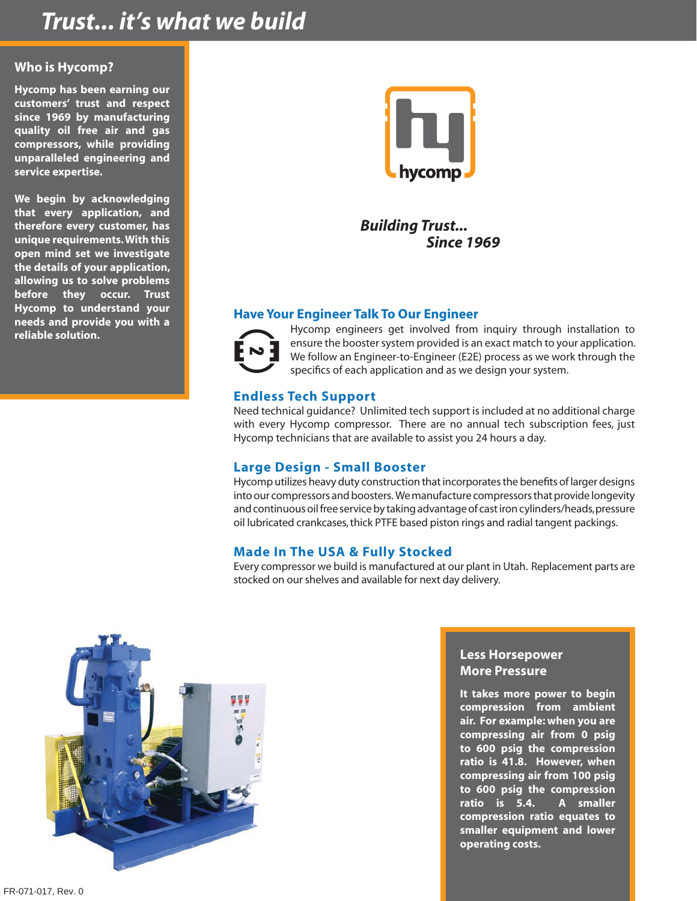# Trust... it's what we build

## Who is Hycomp?

**Hycomp has been earning our customers' trust and respect since 1969 by manufacturing quality oil free air and gas compressors, while providing unparalleled engineering and service expertise.**

**We begin by acknowledging that every application, and therefore every customer, has unique requirements. With this open mind set we investigate the details of your application, allowing us to solve problems before they occur. Trust Hycomp to understand your needs and provide you with a reliable solution.**

hycomp

***Building Trust... Since 1969***

### Have Your Engineer Talk To Our Engineer

Hycomp engineers get involved from inquiry through installation to ensure the booster system provided is an exact match to your application. We follow an Engineer-to-Engineer (E2E) process as we work through the specifics of each application and as we design your system.

### Endless Tech Support

Need technical guidance? Unlimited tech support is included at no additional charge with every Hycomp compressor. There are no annual tech subscription fees, just Hycomp technicians that are available to assist you 24 hours a day.

### Large Design - Small Booster

Hycomp utilizes heavy duty construction that incorporates the benefits of larger designs into our compressors and boosters. We manufacture compressors that provide longevity and continuous oil free service by taking advantage of cast iron cylinders/heads, pressure oil lubricated crankcases, thick PTFE based piston rings and radial tangent packings.

### Made In The USA & Fully Stocked

Every compressor we build is manufactured at our plant in Utah. Replacement parts are stocked on our shelves and available for next day delivery.

## Less Horsepower More Pressure

**It takes more power to begin compression from ambient air. For example: when you are compressing air from 0 psig to 600 psig the compression ratio is 41.8. However, when compressing air from 100 psig to 600 psig the compression ratio is 5.4. A smaller compression ratio equates to smaller equipment and lower operating costs.**

FR-071-017, Rev. 0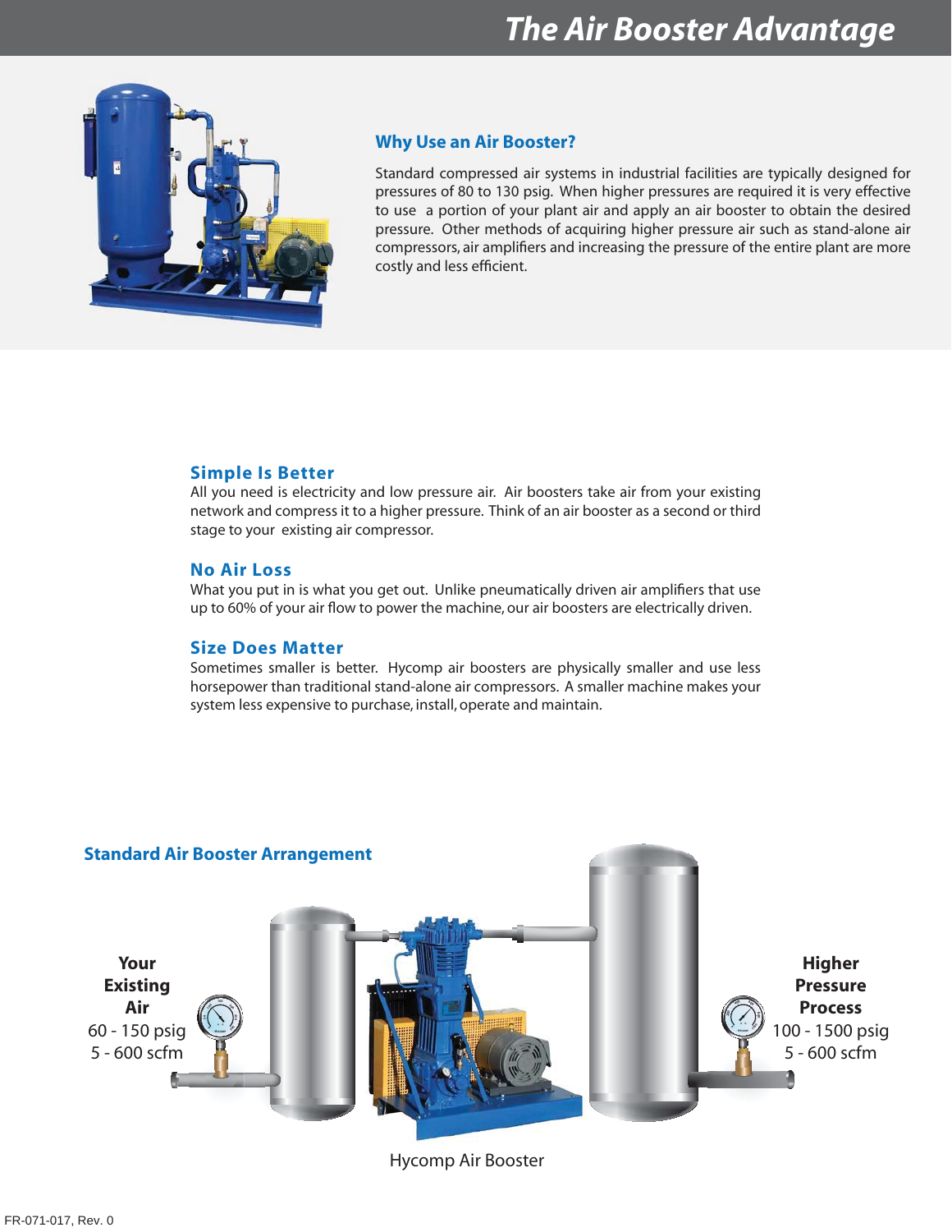# The Air Booster Advantage

## Why Use an Air Booster?

Standard compressed air systems in industrial facilities are typically designed for pressures of 80 to 130 psig. When higher pressures are required it is very effective to use a portion of your plant air and apply an air booster to obtain the desired pressure. Other methods of acquiring higher pressure air such as stand-alone air compressors, air amplifiers and increasing the pressure of the entire plant are more costly and less efficient.

## Simple Is Better

All you need is electricity and low pressure air. Air boosters take air from your existing network and compress it to a higher pressure. Think of an air booster as a second or third stage to your existing air compressor.

## No Air Loss

What you put in is what you get out. Unlike pneumatically driven air amplifiers that use up to 60% of your air flow to power the machine, our air boosters are electrically driven.

## Size Does Matter

Sometimes smaller is better. Hycomp air boosters are physically smaller and use less horsepower than traditional stand-alone air compressors. A smaller machine makes your system less expensive to purchase, install, operate and maintain.

## Standard Air Booster Arrangement

**Your Existing Air**
60 - 150 psig
5 - 600 scfm

**Higher Pressure Process**
100 - 1500 psig
5 - 600 scfm

Hycomp Air Booster

FR-071-017, Rev. 0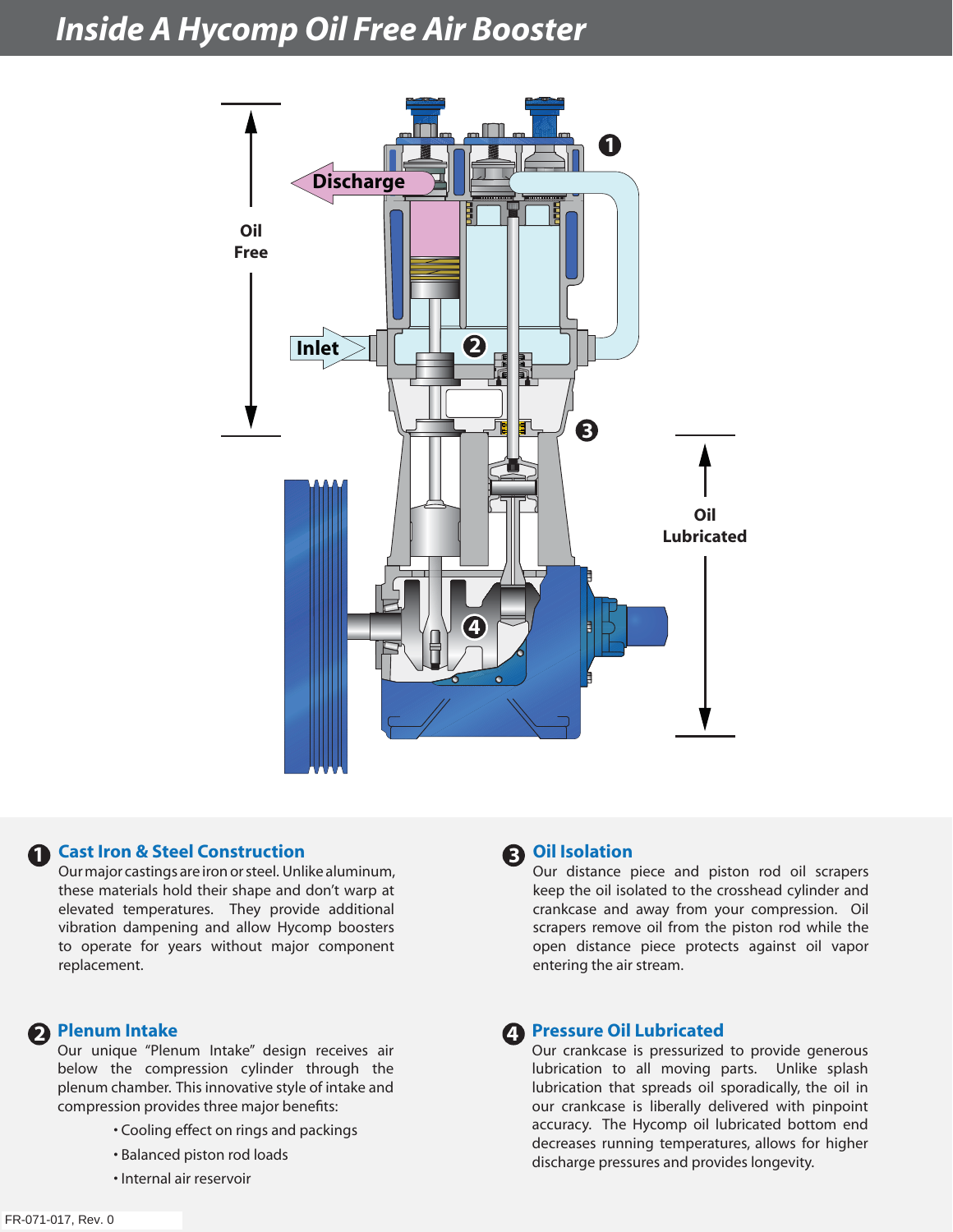# Inside A Hycomp Oil Free Air Booster

Discharge

Inlet

Oil Free

Oil Lubricated

1
2
3
4

## 1 Cast Iron & Steel Construction

Our major castings are iron or steel. Unlike aluminum, these materials hold their shape and don't warp at elevated temperatures. They provide additional vibration dampening and allow Hycomp boosters to operate for years without major component replacement.

## 2 Plenum Intake

Our unique "Plenum Intake" design receives air below the compression cylinder through the plenum chamber. This innovative style of intake and compression provides three major benefits:

- Cooling effect on rings and packings
- Balanced piston rod loads
- Internal air reservoir

## 3 Oil Isolation

Our distance piece and piston rod oil scrapers keep the oil isolated to the crosshead cylinder and crankcase and away from your compression. Oil scrapers remove oil from the piston rod while the open distance piece protects against oil vapor entering the air stream.

## 4 Pressure Oil Lubricated

Our crankcase is pressurized to provide generous lubrication to all moving parts. Unlike splash lubrication that spreads oil sporadically, the oil in our crankcase is liberally delivered with pinpoint accuracy. The Hycomp oil lubricated bottom end decreases running temperatures, allows for higher discharge pressures and provides longevity.

FR-071-017, Rev. 0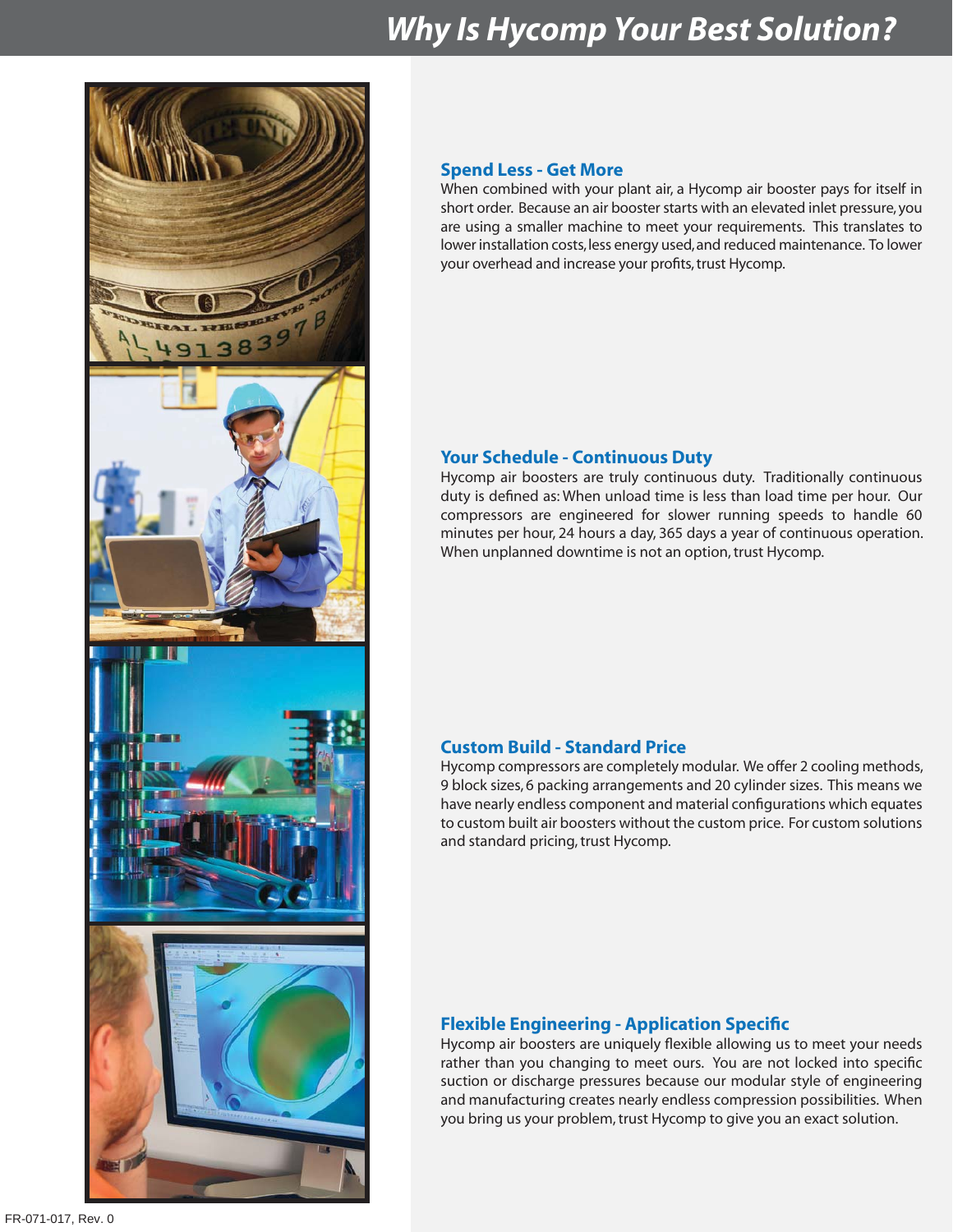# Why Is Hycomp Your Best Solution?

## Spend Less - Get More

When combined with your plant air, a Hycomp air booster pays for itself in short order. Because an air booster starts with an elevated inlet pressure, you are using a smaller machine to meet your requirements. This translates to lower installation costs, less energy used, and reduced maintenance. To lower your overhead and increase your profits, trust Hycomp.

## Your Schedule - Continuous Duty

Hycomp air boosters are truly continuous duty. Traditionally continuous duty is defined as: When unload time is less than load time per hour. Our compressors are engineered for slower running speeds to handle 60 minutes per hour, 24 hours a day, 365 days a year of continuous operation. When unplanned downtime is not an option, trust Hycomp.

## Custom Build - Standard Price

Hycomp compressors are completely modular. We offer 2 cooling methods, 9 block sizes, 6 packing arrangements and 20 cylinder sizes. This means we have nearly endless component and material configurations which equates to custom built air boosters without the custom price. For custom solutions and standard pricing, trust Hycomp.

## Flexible Engineering - Application Specific

Hycomp air boosters are uniquely flexible allowing us to meet your needs rather than you changing to meet ours. You are not locked into specific suction or discharge pressures because our modular style of engineering and manufacturing creates nearly endless compression possibilities. When you bring us your problem, trust Hycomp to give you an exact solution.

FR-071-017, Rev. 0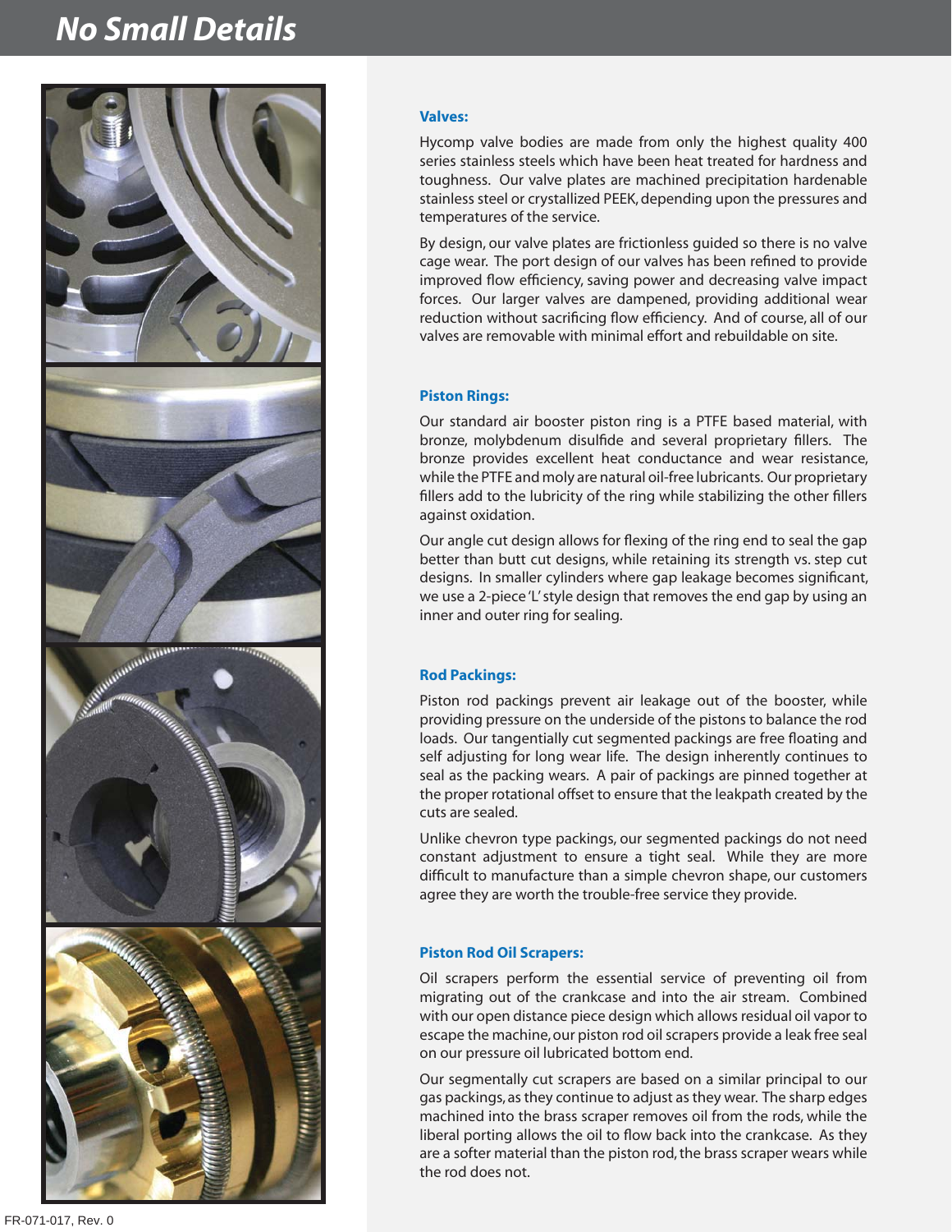# No Small Details

### Valves:

Hycomp valve bodies are made from only the highest quality 400 series stainless steels which have been heat treated for hardness and toughness. Our valve plates are machined precipitation hardenable stainless steel or crystallized PEEK, depending upon the pressures and temperatures of the service.

By design, our valve plates are frictionless guided so there is no valve cage wear. The port design of our valves has been refined to provide improved flow efficiency, saving power and decreasing valve impact forces. Our larger valves are dampened, providing additional wear reduction without sacrificing flow efficiency. And of course, all of our valves are removable with minimal effort and rebuildable on site.

### Piston Rings:

Our standard air booster piston ring is a PTFE based material, with bronze, molybdenum disulfide and several proprietary fillers. The bronze provides excellent heat conductance and wear resistance, while the PTFE and moly are natural oil-free lubricants. Our proprietary fillers add to the lubricity of the ring while stabilizing the other fillers against oxidation.

Our angle cut design allows for flexing of the ring end to seal the gap better than butt cut designs, while retaining its strength vs. step cut designs. In smaller cylinders where gap leakage becomes significant, we use a 2-piece 'L' style design that removes the end gap by using an inner and outer ring for sealing.

### Rod Packings:

Piston rod packings prevent air leakage out of the booster, while providing pressure on the underside of the pistons to balance the rod loads. Our tangentially cut segmented packings are free floating and self adjusting for long wear life. The design inherently continues to seal as the packing wears. A pair of packings are pinned together at the proper rotational offset to ensure that the leakpath created by the cuts are sealed.

Unlike chevron type packings, our segmented packings do not need constant adjustment to ensure a tight seal. While they are more difficult to manufacture than a simple chevron shape, our customers agree they are worth the trouble-free service they provide.

### Piston Rod Oil Scrapers:

Oil scrapers perform the essential service of preventing oil from migrating out of the crankcase and into the air stream. Combined with our open distance piece design which allows residual oil vapor to escape the machine, our piston rod oil scrapers provide a leak free seal on our pressure oil lubricated bottom end.

Our segmentally cut scrapers are based on a similar principal to our gas packings, as they continue to adjust as they wear. The sharp edges machined into the brass scraper removes oil from the rods, while the liberal porting allows the oil to flow back into the crankcase. As they are a softer material than the piston rod, the brass scraper wears while the rod does not.

FR-071-017, Rev. 0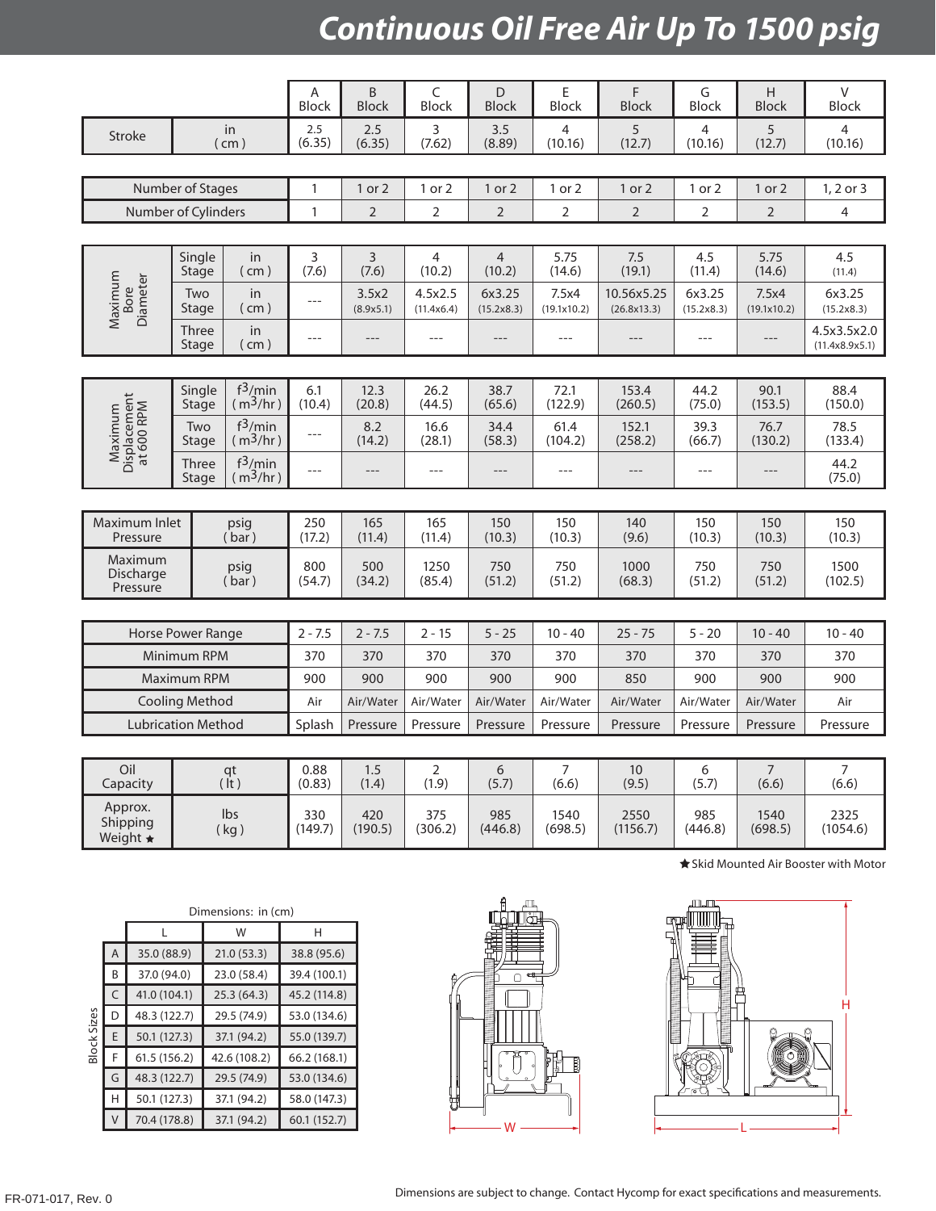# Continuous Oil Free Air Up To 1500 psig

| | | A Block | B Block | C Block | D Block | E Block | F Block | G Block | H Block | V Block |
|---|---|---|---|---|---|---|---|---|---|---|
| Stroke | in (cm) | 2.5 (6.35) | 2.5 (6.35) | 3 (7.62) | 3.5 (8.89) | 4 (10.16) | 5 (12.7) | 4 (10.16) | 5 (12.7) | 4 (10.16) |

| | A | B | C | D | E | F | G | H | V |
|---|---|---|---|---|---|---|---|---|---|
| Number of Stages | 1 | 1 or 2 | 1 or 2 | 1 or 2 | 1 or 2 | 1 or 2 | 1 or 2 | 1 or 2 | 1, 2 or 3 |
| Number of Cylinders | 1 | 2 | 2 | 2 | 2 | 2 | 2 | 2 | 4 |

| | | | A | B | C | D | E | F | G | H | V |
|---|---|---|---|---|---|---|---|---|---|---|---|
| Maximum Bore Diameter | Single Stage | in (cm) | 3 (7.6) | 3 (7.6) | 4 (10.2) | 4 (10.2) | 5.75 (14.6) | 7.5 (19.1) | 4.5 (11.4) | 5.75 (14.6) | 4.5 (11.4) |
| | Two Stage | in (cm) | --- | 3.5x2 (8.9x5.1) | 4.5x2.5 (11.4x6.4) | 6x3.25 (15.2x8.3) | 7.5x4 (19.1x10.2) | 10.56x5.25 (26.8x13.3) | 6x3.25 (15.2x8.3) | 7.5x4 (19.1x10.2) | 6x3.25 (15.2x8.3) |
| | Three Stage | in (cm) | --- | --- | --- | --- | --- | --- | --- | --- | 4.5x3.5x2.0 (11.4x8.9x5.1) |

| | | | A | B | C | D | E | F | G | H | V |
|---|---|---|---|---|---|---|---|---|---|---|---|
| Maximum Displacement at 600 RPM | Single Stage | $ft^3$/min ($m^3$/hr) | 6.1 (10.4) | 12.3 (20.8) | 26.2 (44.5) | 38.7 (65.6) | 72.1 (122.9) | 153.4 (260.5) | 44.2 (75.0) | 90.1 (153.5) | 88.4 (150.0) |
| | Two Stage | $ft^3$/min ($m^3$/hr) | --- | 8.2 (14.2) | 16.6 (28.1) | 34.4 (58.3) | 61.4 (104.2) | 152.1 (258.2) | 39.3 (66.7) | 76.7 (130.2) | 78.5 (133.4) |
| | Three Stage | $ft^3$/min ($m^3$/hr) | --- | --- | --- | --- | --- | --- | --- | --- | 44.2 (75.0) |

| | | A | B | C | D | E | F | G | H | V |
|---|---|---|---|---|---|---|---|---|---|---|
| Maximum Inlet Pressure | psig (bar) | 250 (17.2) | 165 (11.4) | 165 (11.4) | 150 (10.3) | 150 (10.3) | 140 (9.6) | 150 (10.3) | 150 (10.3) | 150 (10.3) |
| Maximum Discharge Pressure | psig (bar) | 800 (54.7) | 500 (34.2) | 1250 (85.4) | 750 (51.2) | 750 (51.2) | 1000 (68.3) | 750 (51.2) | 750 (51.2) | 1500 (102.5) |

| | A | B | C | D | E | F | G | H | V |
|---|---|---|---|---|---|---|---|---|---|
| Horse Power Range | 2 - 7.5 | 2 - 7.5 | 2 - 15 | 5 - 25 | 10 - 40 | 25 - 75 | 5 - 20 | 10 - 40 | 10 - 40 |
| Minimum RPM | 370 | 370 | 370 | 370 | 370 | 370 | 370 | 370 | 370 |
| Maximum RPM | 900 | 900 | 900 | 900 | 900 | 850 | 900 | 900 | 900 |
| Cooling Method | Air | Air/Water | Air/Water | Air/Water | Air/Water | Air/Water | Air/Water | Air/Water | Air |
| Lubrication Method | Splash | Pressure | Pressure | Pressure | Pressure | Pressure | Pressure | Pressure | Pressure |

| | | A | B | C | D | E | F | G | H | V |
|---|---|---|---|---|---|---|---|---|---|---|
| Oil Capacity | qt (lt) | 0.88 (0.83) | 1.5 (1.4) | 2 (1.9) | 6 (5.7) | 7 (6.6) | 10 (9.5) | 6 (5.7) | 7 (6.6) | 7 (6.6) |
| Approx. Shipping Weight ★ | lbs (kg) | 330 (149.7) | 420 (190.5) | 375 (306.2) | 985 (446.8) | 1540 (698.5) | 2550 (1156.7) | 985 (446.8) | 1540 (698.5) | 2325 (1054.6) |

★ Skid Mounted Air Booster with Motor

Dimensions: in (cm)

| Block Sizes | L | W | H |
|---|---|---|---|
| A | 35.0 (88.9) | 21.0 (53.3) | 38.8 (95.6) |
| B | 37.0 (94.0) | 23.0 (58.4) | 39.4 (100.1) |
| C | 41.0 (104.1) | 25.3 (64.3) | 45.2 (114.8) |
| D | 48.3 (122.7) | 29.5 (74.9) | 53.0 (134.6) |
| E | 50.1 (127.3) | 37.1 (94.2) | 55.0 (139.7) |
| F | 61.5 (156.2) | 42.6 (108.2) | 66.2 (168.1) |
| G | 48.3 (122.7) | 29.5 (74.9) | 53.0 (134.6) |
| H | 50.1 (127.3) | 37.1 (94.2) | 58.0 (147.3) |
| V | 70.4 (178.8) | 37.1 (94.2) | 60.1 (152.7) |

W

H

L

Dimensions are subject to change. Contact Hycomp for exact specifications and measurements.

FR-071-017, Rev. 0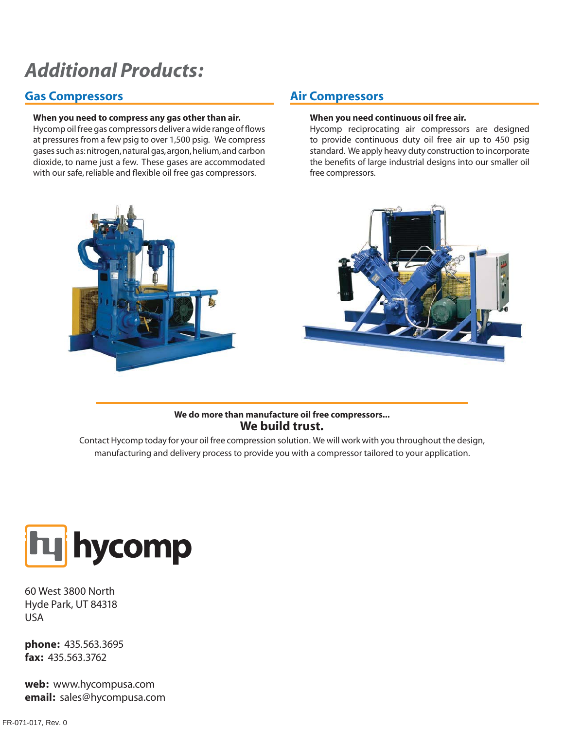# *Additional Products:*

## Gas Compressors

**When you need to compress any gas other than air.**
Hycomp oil free gas compressors deliver a wide range of flows at pressures from a few psig to over 1,500 psig. We compress gases such as: nitrogen, natural gas, argon, helium, and carbon dioxide, to name just a few. These gases are accommodated with our safe, reliable and flexible oil free gas compressors.

## Air Compressors

**When you need continuous oil free air.**
Hycomp reciprocating air compressors are designed to provide continuous duty oil free air up to 450 psig standard. We apply heavy duty construction to incorporate the benefits of large industrial designs into our smaller oil free compressors.

**We do more than manufacture oil free compressors...**

**We build trust.**

Contact Hycomp today for your oil free compression solution. We will work with you throughout the design, manufacturing and delivery process to provide you with a compressor tailored to your application.

hycomp

60 West 3800 North
Hyde Park, UT 84318
USA

**phone:** 435.563.3695
**fax:** 435.563.3762

**web:** www.hycompusa.com
**email:** sales@hycompusa.com

FR-071-017, Rev. 0